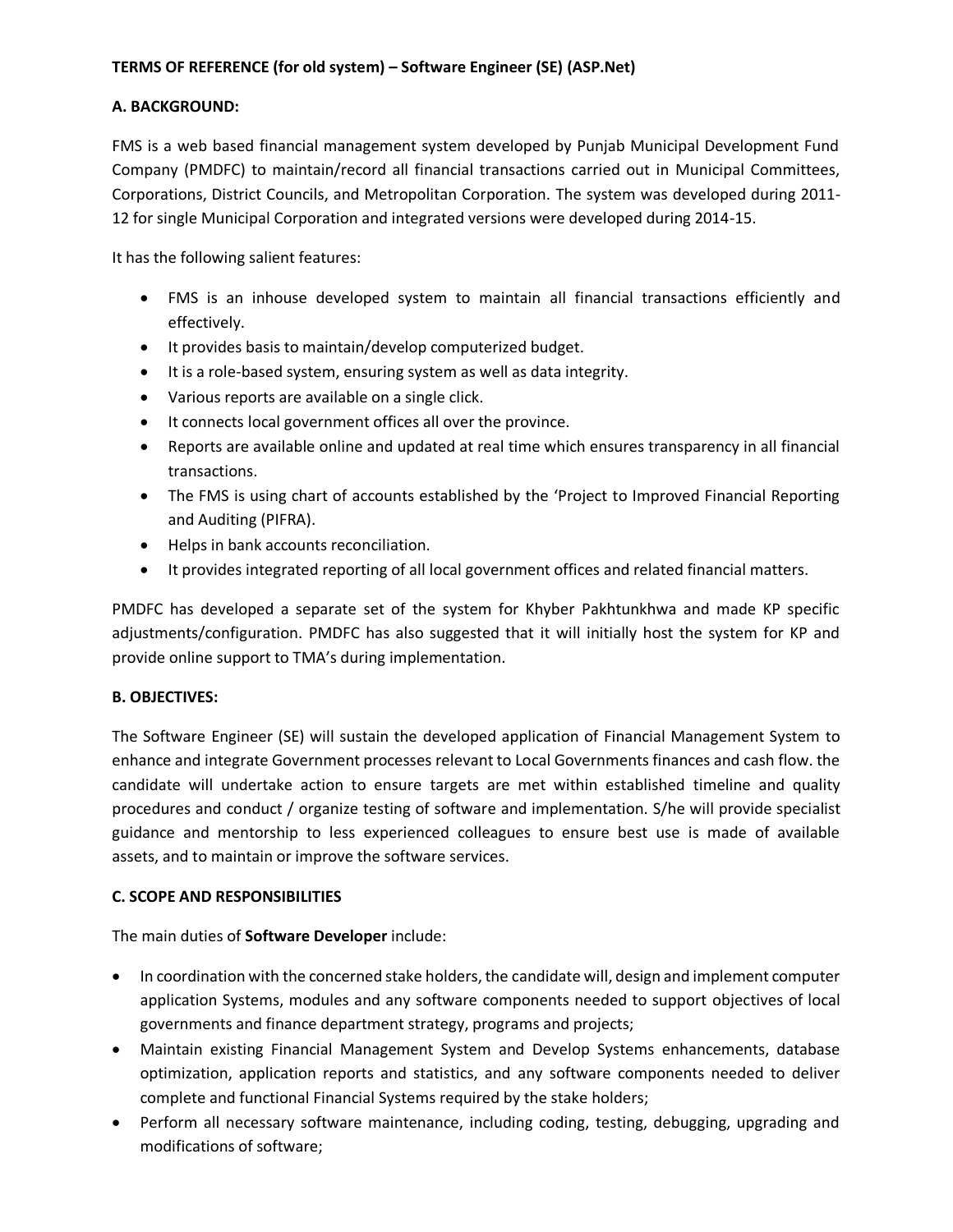**TERMS OF REFERENCE (for old system) – Software Engineer (SE) (ASP.Net)**

**A. BACKGROUND:**

FMS is a web based financial management system developed by Punjab Municipal Development Fund Company (PMDFC) to maintain/record all financial transactions carried out in Municipal Committees, Corporations, District Councils, and Metropolitan Corporation. The system was developed during 2011-12 for single Municipal Corporation and integrated versions were developed during 2014-15.

It has the following salient features:

- FMS is an inhouse developed system to maintain all financial transactions efficiently and effectively.
- It provides basis to maintain/develop computerized budget.
- It is a role-based system, ensuring system as well as data integrity.
- Various reports are available on a single click.
- It connects local government offices all over the province.
- Reports are available online and updated at real time which ensures transparency in all financial transactions.
- The FMS is using chart of accounts established by the 'Project to Improved Financial Reporting and Auditing (PIFRA).
- Helps in bank accounts reconciliation.
- It provides integrated reporting of all local government offices and related financial matters.

PMDFC has developed a separate set of the system for Khyber Pakhtunkhwa and made KP specific adjustments/configuration. PMDFC has also suggested that it will initially host the system for KP and provide online support to TMA's during implementation.

**B. OBJECTIVES:**

The Software Engineer (SE) will sustain the developed application of Financial Management System to enhance and integrate Government processes relevant to Local Governments finances and cash flow. the candidate will undertake action to ensure targets are met within established timeline and quality procedures and conduct / organize testing of software and implementation. S/he will provide specialist guidance and mentorship to less experienced colleagues to ensure best use is made of available assets, and to maintain or improve the software services.

**C. SCOPE AND RESPONSIBILITIES**

The main duties of **Software Developer** include:

- In coordination with the concerned stake holders, the candidate will, design and implement computer application Systems, modules and any software components needed to support objectives of local governments and finance department strategy, programs and projects;
- Maintain existing Financial Management System and Develop Systems enhancements, database optimization, application reports and statistics, and any software components needed to deliver complete and functional Financial Systems required by the stake holders;
- Perform all necessary software maintenance, including coding, testing, debugging, upgrading and modifications of software;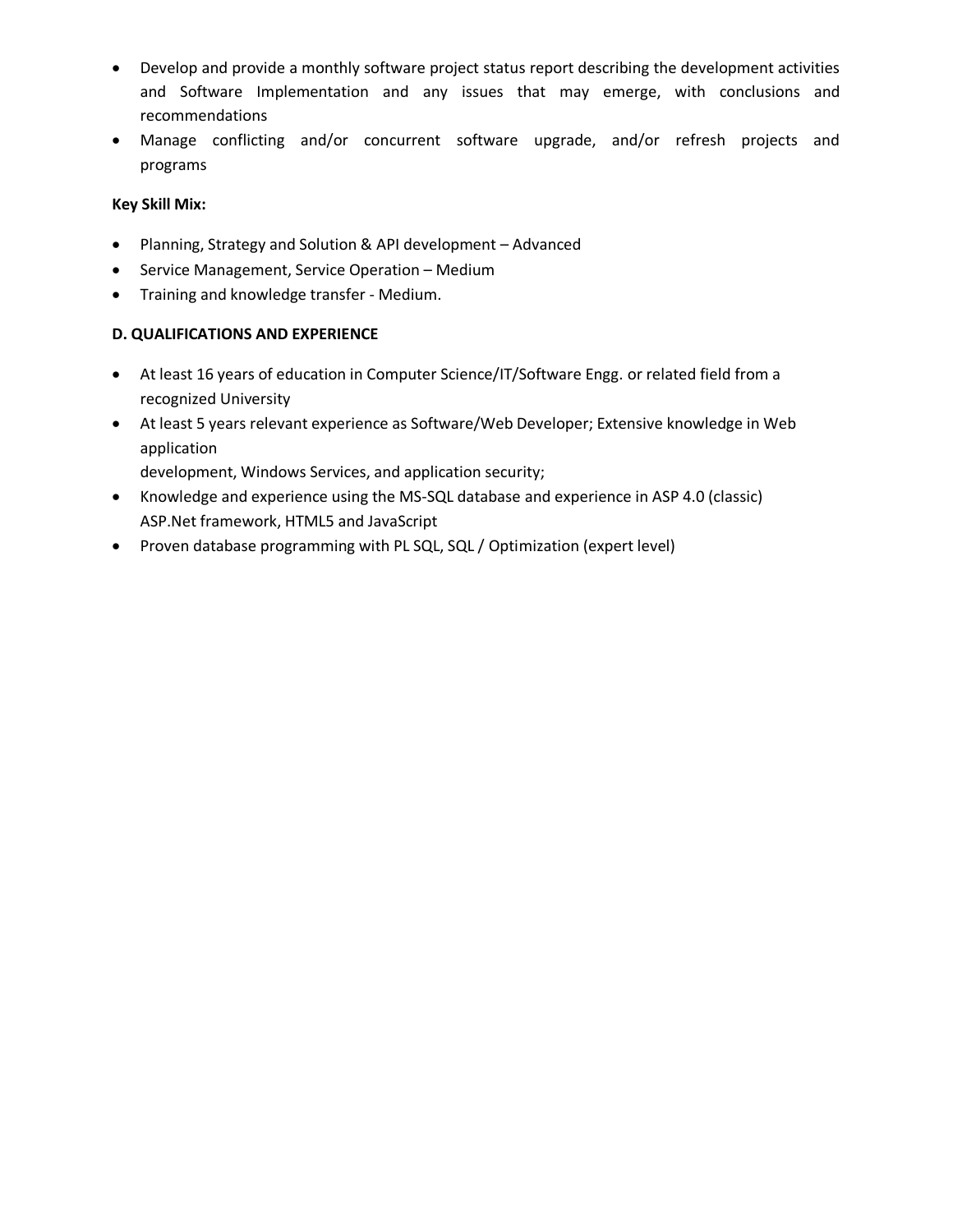- Develop and provide a monthly software project status report describing the development activities and Software Implementation and any issues that may emerge, with conclusions and recommendations
- Manage conflicting and/or concurrent software upgrade, and/or refresh projects and programs

**Key Skill Mix:**

- Planning, Strategy and Solution & API development – Advanced
- Service Management, Service Operation – Medium
- Training and knowledge transfer - Medium.

**D. QUALIFICATIONS AND EXPERIENCE**

- At least 16 years of education in Computer Science/IT/Software Engg. or related field from a recognized University
- At least 5 years relevant experience as Software/Web Developer; Extensive knowledge in Web application development, Windows Services, and application security;
- Knowledge and experience using the MS-SQL database and experience in ASP 4.0 (classic) ASP.Net framework, HTML5 and JavaScript
- Proven database programming with PL SQL, SQL / Optimization (expert level)